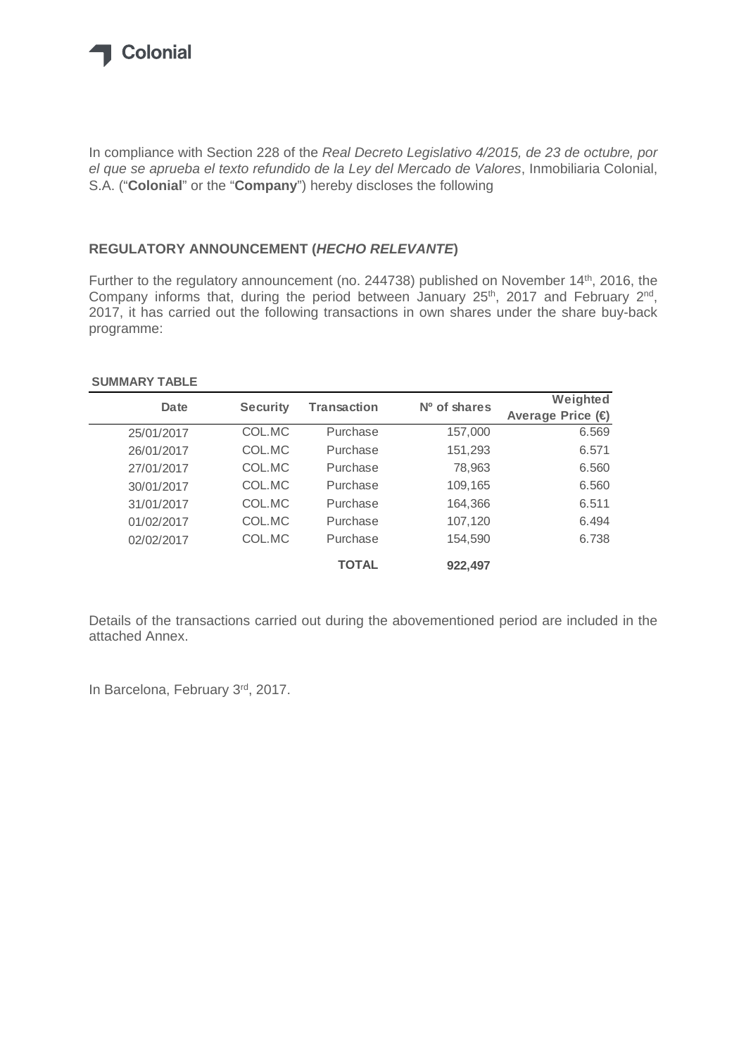Colonial

In compliance with Section 228 of the *Real Decreto Legislativo 4/2015, de 23 de octubre, por el que se aprueba el texto refundido de la Ley del Mercado de Valores*, Inmobiliaria Colonial, S.A. ("**Colonial**" or the "**Company**") hereby discloses the following

## REGULATORY ANNOUNCEMENT (*HECHO RELEVANTE*)

Further to the regulatory announcement (no. 244738) published on November 14th, 2016, the Company informs that, during the period between January 25th, 2017 and February 2nd, 2017, it has carried out the following transactions in own shares under the share buy-back programme:

**SUMMARY TABLE**

| Date | Security | Transaction | Nº of shares | Weighted Average Price (€) |
|---|---|---|---|---|
| 25/01/2017 | COL.MC | Purchase | 157,000 | 6.569 |
| 26/01/2017 | COL.MC | Purchase | 151,293 | 6.571 |
| 27/01/2017 | COL.MC | Purchase | 78,963 | 6.560 |
| 30/01/2017 | COL.MC | Purchase | 109,165 | 6.560 |
| 31/01/2017 | COL.MC | Purchase | 164,366 | 6.511 |
| 01/02/2017 | COL.MC | Purchase | 107,120 | 6.494 |
| 02/02/2017 | COL.MC | Purchase | 154,590 | 6.738 |
| | | **TOTAL** | **922,497** | |

Details of the transactions carried out during the abovementioned period are included in the attached Annex.

In Barcelona, February 3rd, 2017.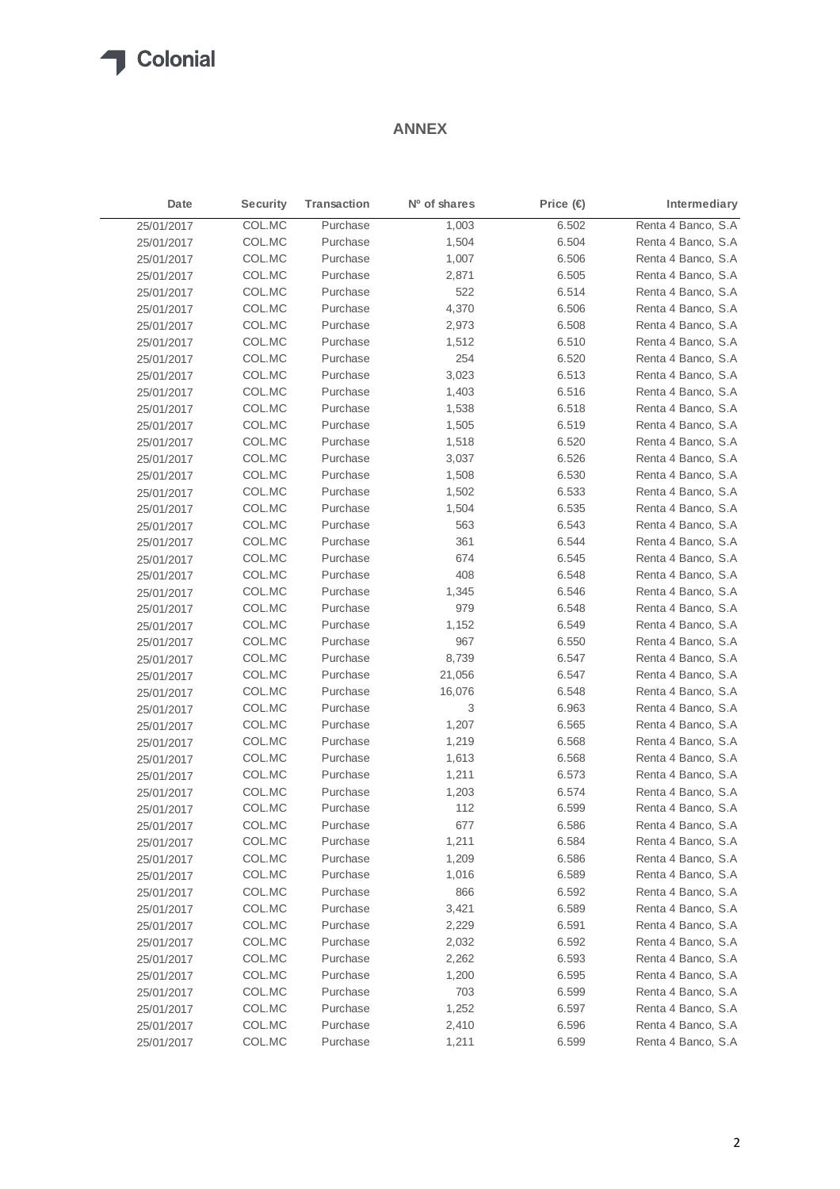## ANNEX

| Date | Security | Transaction | Nº of shares | Price (€) | Intermediary |
|---|---|---|---|---|---|
| 25/01/2017 | COL.MC | Purchase | 1,003 | 6.502 | Renta 4 Banco, S.A |
| 25/01/2017 | COL.MC | Purchase | 1,504 | 6.504 | Renta 4 Banco, S.A |
| 25/01/2017 | COL.MC | Purchase | 1,007 | 6.506 | Renta 4 Banco, S.A |
| 25/01/2017 | COL.MC | Purchase | 2,871 | 6.505 | Renta 4 Banco, S.A |
| 25/01/2017 | COL.MC | Purchase | 522 | 6.514 | Renta 4 Banco, S.A |
| 25/01/2017 | COL.MC | Purchase | 4,370 | 6.506 | Renta 4 Banco, S.A |
| 25/01/2017 | COL.MC | Purchase | 2,973 | 6.508 | Renta 4 Banco, S.A |
| 25/01/2017 | COL.MC | Purchase | 1,512 | 6.510 | Renta 4 Banco, S.A |
| 25/01/2017 | COL.MC | Purchase | 254 | 6.520 | Renta 4 Banco, S.A |
| 25/01/2017 | COL.MC | Purchase | 3,023 | 6.513 | Renta 4 Banco, S.A |
| 25/01/2017 | COL.MC | Purchase | 1,403 | 6.516 | Renta 4 Banco, S.A |
| 25/01/2017 | COL.MC | Purchase | 1,538 | 6.518 | Renta 4 Banco, S.A |
| 25/01/2017 | COL.MC | Purchase | 1,505 | 6.519 | Renta 4 Banco, S.A |
| 25/01/2017 | COL.MC | Purchase | 1,518 | 6.520 | Renta 4 Banco, S.A |
| 25/01/2017 | COL.MC | Purchase | 3,037 | 6.526 | Renta 4 Banco, S.A |
| 25/01/2017 | COL.MC | Purchase | 1,508 | 6.530 | Renta 4 Banco, S.A |
| 25/01/2017 | COL.MC | Purchase | 1,502 | 6.533 | Renta 4 Banco, S.A |
| 25/01/2017 | COL.MC | Purchase | 1,504 | 6.535 | Renta 4 Banco, S.A |
| 25/01/2017 | COL.MC | Purchase | 563 | 6.543 | Renta 4 Banco, S.A |
| 25/01/2017 | COL.MC | Purchase | 361 | 6.544 | Renta 4 Banco, S.A |
| 25/01/2017 | COL.MC | Purchase | 674 | 6.545 | Renta 4 Banco, S.A |
| 25/01/2017 | COL.MC | Purchase | 408 | 6.548 | Renta 4 Banco, S.A |
| 25/01/2017 | COL.MC | Purchase | 1,345 | 6.546 | Renta 4 Banco, S.A |
| 25/01/2017 | COL.MC | Purchase | 979 | 6.548 | Renta 4 Banco, S.A |
| 25/01/2017 | COL.MC | Purchase | 1,152 | 6.549 | Renta 4 Banco, S.A |
| 25/01/2017 | COL.MC | Purchase | 967 | 6.550 | Renta 4 Banco, S.A |
| 25/01/2017 | COL.MC | Purchase | 8,739 | 6.547 | Renta 4 Banco, S.A |
| 25/01/2017 | COL.MC | Purchase | 21,056 | 6.547 | Renta 4 Banco, S.A |
| 25/01/2017 | COL.MC | Purchase | 16,076 | 6.548 | Renta 4 Banco, S.A |
| 25/01/2017 | COL.MC | Purchase | 3 | 6.963 | Renta 4 Banco, S.A |
| 25/01/2017 | COL.MC | Purchase | 1,207 | 6.565 | Renta 4 Banco, S.A |
| 25/01/2017 | COL.MC | Purchase | 1,219 | 6.568 | Renta 4 Banco, S.A |
| 25/01/2017 | COL.MC | Purchase | 1,613 | 6.568 | Renta 4 Banco, S.A |
| 25/01/2017 | COL.MC | Purchase | 1,211 | 6.573 | Renta 4 Banco, S.A |
| 25/01/2017 | COL.MC | Purchase | 1,203 | 6.574 | Renta 4 Banco, S.A |
| 25/01/2017 | COL.MC | Purchase | 112 | 6.599 | Renta 4 Banco, S.A |
| 25/01/2017 | COL.MC | Purchase | 677 | 6.586 | Renta 4 Banco, S.A |
| 25/01/2017 | COL.MC | Purchase | 1,211 | 6.584 | Renta 4 Banco, S.A |
| 25/01/2017 | COL.MC | Purchase | 1,209 | 6.586 | Renta 4 Banco, S.A |
| 25/01/2017 | COL.MC | Purchase | 1,016 | 6.589 | Renta 4 Banco, S.A |
| 25/01/2017 | COL.MC | Purchase | 866 | 6.592 | Renta 4 Banco, S.A |
| 25/01/2017 | COL.MC | Purchase | 3,421 | 6.589 | Renta 4 Banco, S.A |
| 25/01/2017 | COL.MC | Purchase | 2,229 | 6.591 | Renta 4 Banco, S.A |
| 25/01/2017 | COL.MC | Purchase | 2,032 | 6.592 | Renta 4 Banco, S.A |
| 25/01/2017 | COL.MC | Purchase | 2,262 | 6.593 | Renta 4 Banco, S.A |
| 25/01/2017 | COL.MC | Purchase | 1,200 | 6.595 | Renta 4 Banco, S.A |
| 25/01/2017 | COL.MC | Purchase | 703 | 6.599 | Renta 4 Banco, S.A |
| 25/01/2017 | COL.MC | Purchase | 1,252 | 6.597 | Renta 4 Banco, S.A |
| 25/01/2017 | COL.MC | Purchase | 2,410 | 6.596 | Renta 4 Banco, S.A |
| 25/01/2017 | COL.MC | Purchase | 1,211 | 6.599 | Renta 4 Banco, S.A |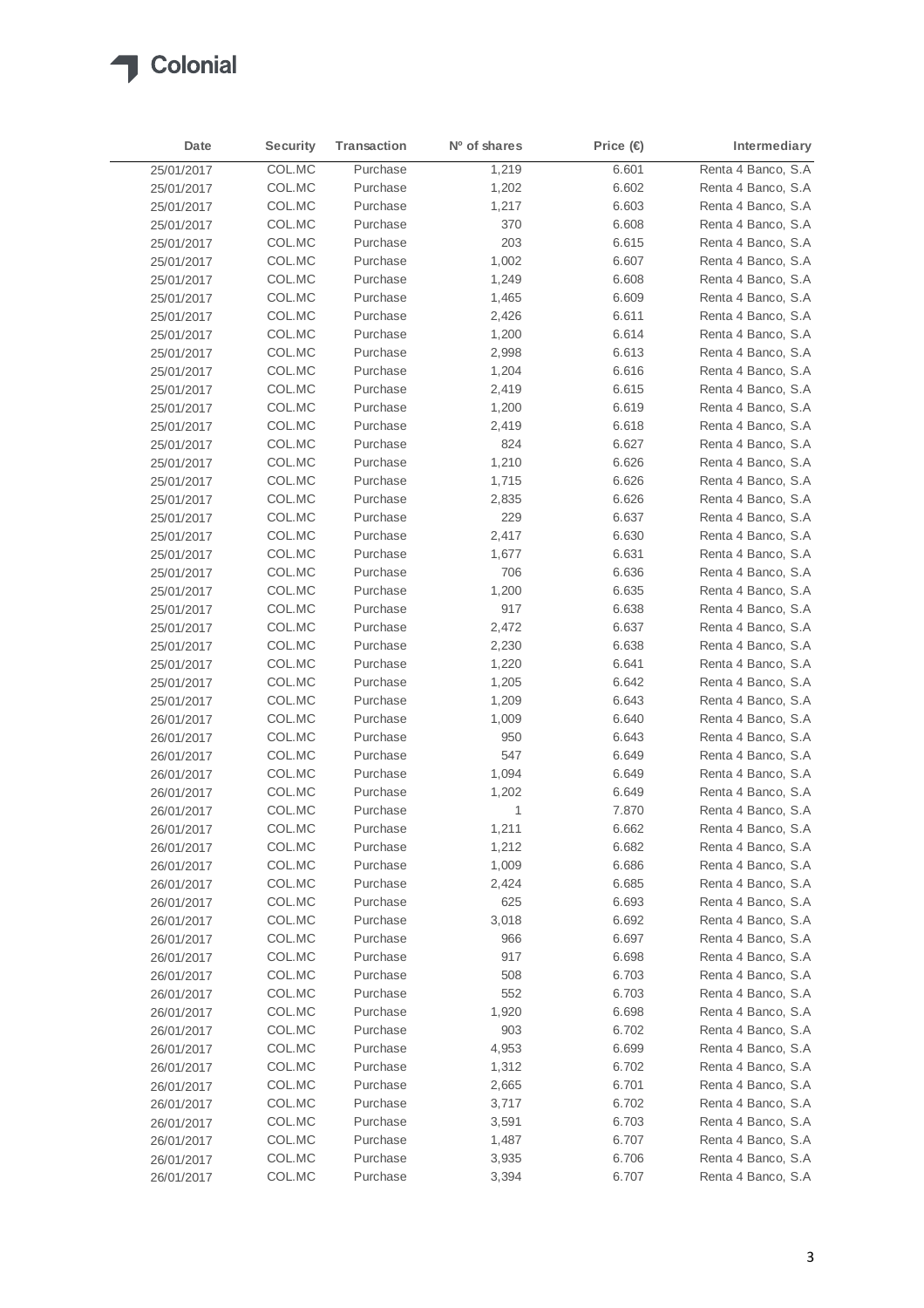| Date | Security | Transaction | Nº of shares | Price (€) | Intermediary |
|---|---|---|---|---|---|
| 25/01/2017 | COL.MC | Purchase | 1,219 | 6.601 | Renta 4 Banco, S.A |
| 25/01/2017 | COL.MC | Purchase | 1,202 | 6.602 | Renta 4 Banco, S.A |
| 25/01/2017 | COL.MC | Purchase | 1,217 | 6.603 | Renta 4 Banco, S.A |
| 25/01/2017 | COL.MC | Purchase | 370 | 6.608 | Renta 4 Banco, S.A |
| 25/01/2017 | COL.MC | Purchase | 203 | 6.615 | Renta 4 Banco, S.A |
| 25/01/2017 | COL.MC | Purchase | 1,002 | 6.607 | Renta 4 Banco, S.A |
| 25/01/2017 | COL.MC | Purchase | 1,249 | 6.608 | Renta 4 Banco, S.A |
| 25/01/2017 | COL.MC | Purchase | 1,465 | 6.609 | Renta 4 Banco, S.A |
| 25/01/2017 | COL.MC | Purchase | 2,426 | 6.611 | Renta 4 Banco, S.A |
| 25/01/2017 | COL.MC | Purchase | 1,200 | 6.614 | Renta 4 Banco, S.A |
| 25/01/2017 | COL.MC | Purchase | 2,998 | 6.613 | Renta 4 Banco, S.A |
| 25/01/2017 | COL.MC | Purchase | 1,204 | 6.616 | Renta 4 Banco, S.A |
| 25/01/2017 | COL.MC | Purchase | 2,419 | 6.615 | Renta 4 Banco, S.A |
| 25/01/2017 | COL.MC | Purchase | 1,200 | 6.619 | Renta 4 Banco, S.A |
| 25/01/2017 | COL.MC | Purchase | 2,419 | 6.618 | Renta 4 Banco, S.A |
| 25/01/2017 | COL.MC | Purchase | 824 | 6.627 | Renta 4 Banco, S.A |
| 25/01/2017 | COL.MC | Purchase | 1,210 | 6.626 | Renta 4 Banco, S.A |
| 25/01/2017 | COL.MC | Purchase | 1,715 | 6.626 | Renta 4 Banco, S.A |
| 25/01/2017 | COL.MC | Purchase | 2,835 | 6.626 | Renta 4 Banco, S.A |
| 25/01/2017 | COL.MC | Purchase | 229 | 6.637 | Renta 4 Banco, S.A |
| 25/01/2017 | COL.MC | Purchase | 2,417 | 6.630 | Renta 4 Banco, S.A |
| 25/01/2017 | COL.MC | Purchase | 1,677 | 6.631 | Renta 4 Banco, S.A |
| 25/01/2017 | COL.MC | Purchase | 706 | 6.636 | Renta 4 Banco, S.A |
| 25/01/2017 | COL.MC | Purchase | 1,200 | 6.635 | Renta 4 Banco, S.A |
| 25/01/2017 | COL.MC | Purchase | 917 | 6.638 | Renta 4 Banco, S.A |
| 25/01/2017 | COL.MC | Purchase | 2,472 | 6.637 | Renta 4 Banco, S.A |
| 25/01/2017 | COL.MC | Purchase | 2,230 | 6.638 | Renta 4 Banco, S.A |
| 25/01/2017 | COL.MC | Purchase | 1,220 | 6.641 | Renta 4 Banco, S.A |
| 25/01/2017 | COL.MC | Purchase | 1,205 | 6.642 | Renta 4 Banco, S.A |
| 25/01/2017 | COL.MC | Purchase | 1,209 | 6.643 | Renta 4 Banco, S.A |
| 26/01/2017 | COL.MC | Purchase | 1,009 | 6.640 | Renta 4 Banco, S.A |
| 26/01/2017 | COL.MC | Purchase | 950 | 6.643 | Renta 4 Banco, S.A |
| 26/01/2017 | COL.MC | Purchase | 547 | 6.649 | Renta 4 Banco, S.A |
| 26/01/2017 | COL.MC | Purchase | 1,094 | 6.649 | Renta 4 Banco, S.A |
| 26/01/2017 | COL.MC | Purchase | 1,202 | 6.649 | Renta 4 Banco, S.A |
| 26/01/2017 | COL.MC | Purchase | 1 | 7.870 | Renta 4 Banco, S.A |
| 26/01/2017 | COL.MC | Purchase | 1,211 | 6.662 | Renta 4 Banco, S.A |
| 26/01/2017 | COL.MC | Purchase | 1,212 | 6.682 | Renta 4 Banco, S.A |
| 26/01/2017 | COL.MC | Purchase | 1,009 | 6.686 | Renta 4 Banco, S.A |
| 26/01/2017 | COL.MC | Purchase | 2,424 | 6.685 | Renta 4 Banco, S.A |
| 26/01/2017 | COL.MC | Purchase | 625 | 6.693 | Renta 4 Banco, S.A |
| 26/01/2017 | COL.MC | Purchase | 3,018 | 6.692 | Renta 4 Banco, S.A |
| 26/01/2017 | COL.MC | Purchase | 966 | 6.697 | Renta 4 Banco, S.A |
| 26/01/2017 | COL.MC | Purchase | 917 | 6.698 | Renta 4 Banco, S.A |
| 26/01/2017 | COL.MC | Purchase | 508 | 6.703 | Renta 4 Banco, S.A |
| 26/01/2017 | COL.MC | Purchase | 552 | 6.703 | Renta 4 Banco, S.A |
| 26/01/2017 | COL.MC | Purchase | 1,920 | 6.698 | Renta 4 Banco, S.A |
| 26/01/2017 | COL.MC | Purchase | 903 | 6.702 | Renta 4 Banco, S.A |
| 26/01/2017 | COL.MC | Purchase | 4,953 | 6.699 | Renta 4 Banco, S.A |
| 26/01/2017 | COL.MC | Purchase | 1,312 | 6.702 | Renta 4 Banco, S.A |
| 26/01/2017 | COL.MC | Purchase | 2,665 | 6.701 | Renta 4 Banco, S.A |
| 26/01/2017 | COL.MC | Purchase | 3,717 | 6.702 | Renta 4 Banco, S.A |
| 26/01/2017 | COL.MC | Purchase | 3,591 | 6.703 | Renta 4 Banco, S.A |
| 26/01/2017 | COL.MC | Purchase | 1,487 | 6.707 | Renta 4 Banco, S.A |
| 26/01/2017 | COL.MC | Purchase | 3,935 | 6.706 | Renta 4 Banco, S.A |
| 26/01/2017 | COL.MC | Purchase | 3,394 | 6.707 | Renta 4 Banco, S.A |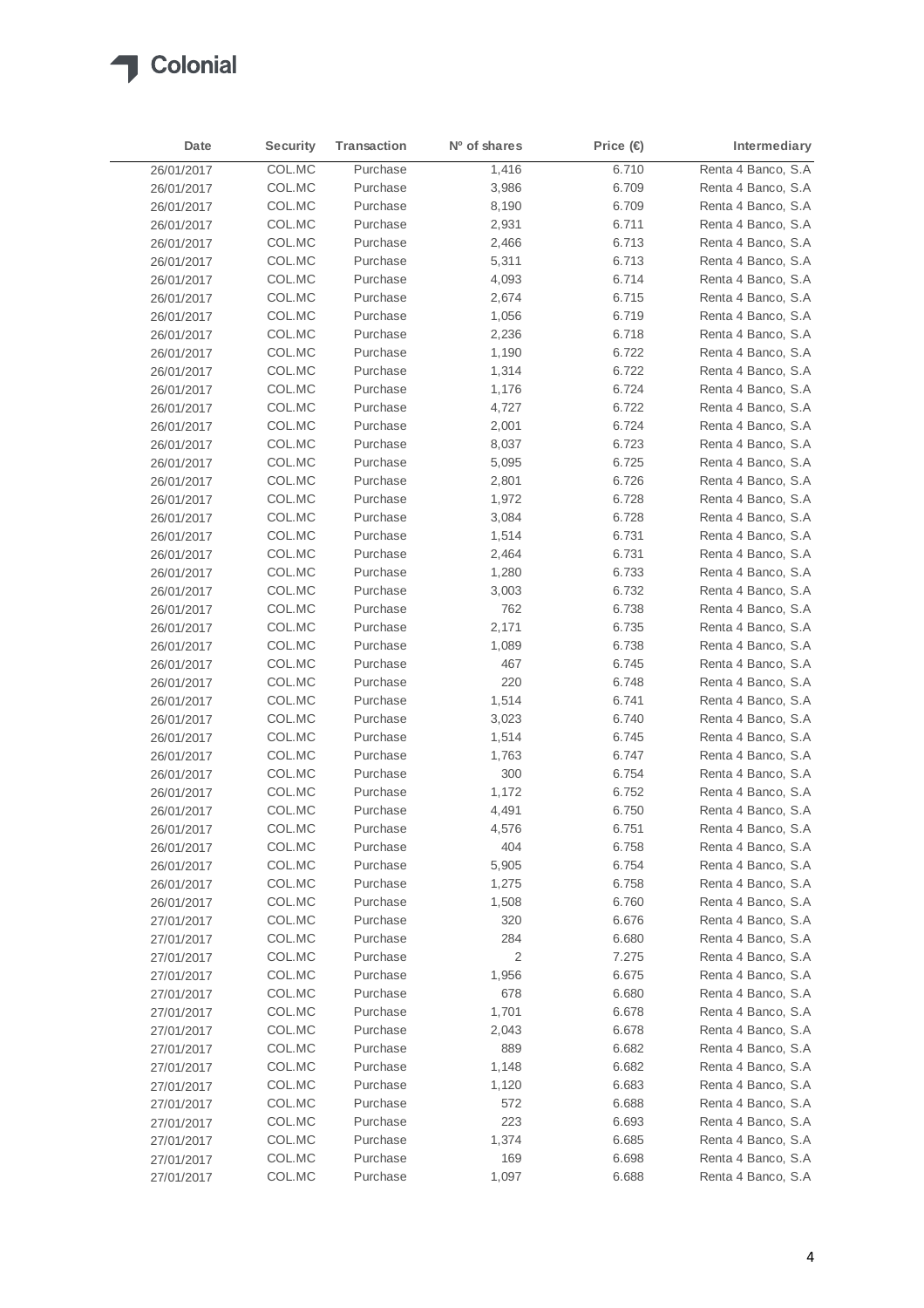| Date | Security | Transaction | Nº of shares | Price (€) | Intermediary |
|---|---|---|---|---|---|
| 26/01/2017 | COL.MC | Purchase | 1,416 | 6.710 | Renta 4 Banco, S.A |
| 26/01/2017 | COL.MC | Purchase | 3,986 | 6.709 | Renta 4 Banco, S.A |
| 26/01/2017 | COL.MC | Purchase | 8,190 | 6.709 | Renta 4 Banco, S.A |
| 26/01/2017 | COL.MC | Purchase | 2,931 | 6.711 | Renta 4 Banco, S.A |
| 26/01/2017 | COL.MC | Purchase | 2,466 | 6.713 | Renta 4 Banco, S.A |
| 26/01/2017 | COL.MC | Purchase | 5,311 | 6.713 | Renta 4 Banco, S.A |
| 26/01/2017 | COL.MC | Purchase | 4,093 | 6.714 | Renta 4 Banco, S.A |
| 26/01/2017 | COL.MC | Purchase | 2,674 | 6.715 | Renta 4 Banco, S.A |
| 26/01/2017 | COL.MC | Purchase | 1,056 | 6.719 | Renta 4 Banco, S.A |
| 26/01/2017 | COL.MC | Purchase | 2,236 | 6.718 | Renta 4 Banco, S.A |
| 26/01/2017 | COL.MC | Purchase | 1,190 | 6.722 | Renta 4 Banco, S.A |
| 26/01/2017 | COL.MC | Purchase | 1,314 | 6.722 | Renta 4 Banco, S.A |
| 26/01/2017 | COL.MC | Purchase | 1,176 | 6.724 | Renta 4 Banco, S.A |
| 26/01/2017 | COL.MC | Purchase | 4,727 | 6.722 | Renta 4 Banco, S.A |
| 26/01/2017 | COL.MC | Purchase | 2,001 | 6.724 | Renta 4 Banco, S.A |
| 26/01/2017 | COL.MC | Purchase | 8,037 | 6.723 | Renta 4 Banco, S.A |
| 26/01/2017 | COL.MC | Purchase | 5,095 | 6.725 | Renta 4 Banco, S.A |
| 26/01/2017 | COL.MC | Purchase | 2,801 | 6.726 | Renta 4 Banco, S.A |
| 26/01/2017 | COL.MC | Purchase | 1,972 | 6.728 | Renta 4 Banco, S.A |
| 26/01/2017 | COL.MC | Purchase | 3,084 | 6.728 | Renta 4 Banco, S.A |
| 26/01/2017 | COL.MC | Purchase | 1,514 | 6.731 | Renta 4 Banco, S.A |
| 26/01/2017 | COL.MC | Purchase | 2,464 | 6.731 | Renta 4 Banco, S.A |
| 26/01/2017 | COL.MC | Purchase | 1,280 | 6.733 | Renta 4 Banco, S.A |
| 26/01/2017 | COL.MC | Purchase | 3,003 | 6.732 | Renta 4 Banco, S.A |
| 26/01/2017 | COL.MC | Purchase | 762 | 6.738 | Renta 4 Banco, S.A |
| 26/01/2017 | COL.MC | Purchase | 2,171 | 6.735 | Renta 4 Banco, S.A |
| 26/01/2017 | COL.MC | Purchase | 1,089 | 6.738 | Renta 4 Banco, S.A |
| 26/01/2017 | COL.MC | Purchase | 467 | 6.745 | Renta 4 Banco, S.A |
| 26/01/2017 | COL.MC | Purchase | 220 | 6.748 | Renta 4 Banco, S.A |
| 26/01/2017 | COL.MC | Purchase | 1,514 | 6.741 | Renta 4 Banco, S.A |
| 26/01/2017 | COL.MC | Purchase | 3,023 | 6.740 | Renta 4 Banco, S.A |
| 26/01/2017 | COL.MC | Purchase | 1,514 | 6.745 | Renta 4 Banco, S.A |
| 26/01/2017 | COL.MC | Purchase | 1,763 | 6.747 | Renta 4 Banco, S.A |
| 26/01/2017 | COL.MC | Purchase | 300 | 6.754 | Renta 4 Banco, S.A |
| 26/01/2017 | COL.MC | Purchase | 1,172 | 6.752 | Renta 4 Banco, S.A |
| 26/01/2017 | COL.MC | Purchase | 4,491 | 6.750 | Renta 4 Banco, S.A |
| 26/01/2017 | COL.MC | Purchase | 4,576 | 6.751 | Renta 4 Banco, S.A |
| 26/01/2017 | COL.MC | Purchase | 404 | 6.758 | Renta 4 Banco, S.A |
| 26/01/2017 | COL.MC | Purchase | 5,905 | 6.754 | Renta 4 Banco, S.A |
| 26/01/2017 | COL.MC | Purchase | 1,275 | 6.758 | Renta 4 Banco, S.A |
| 26/01/2017 | COL.MC | Purchase | 1,508 | 6.760 | Renta 4 Banco, S.A |
| 27/01/2017 | COL.MC | Purchase | 320 | 6.676 | Renta 4 Banco, S.A |
| 27/01/2017 | COL.MC | Purchase | 284 | 6.680 | Renta 4 Banco, S.A |
| 27/01/2017 | COL.MC | Purchase | 2 | 7.275 | Renta 4 Banco, S.A |
| 27/01/2017 | COL.MC | Purchase | 1,956 | 6.675 | Renta 4 Banco, S.A |
| 27/01/2017 | COL.MC | Purchase | 678 | 6.680 | Renta 4 Banco, S.A |
| 27/01/2017 | COL.MC | Purchase | 1,701 | 6.678 | Renta 4 Banco, S.A |
| 27/01/2017 | COL.MC | Purchase | 2,043 | 6.678 | Renta 4 Banco, S.A |
| 27/01/2017 | COL.MC | Purchase | 889 | 6.682 | Renta 4 Banco, S.A |
| 27/01/2017 | COL.MC | Purchase | 1,148 | 6.682 | Renta 4 Banco, S.A |
| 27/01/2017 | COL.MC | Purchase | 1,120 | 6.683 | Renta 4 Banco, S.A |
| 27/01/2017 | COL.MC | Purchase | 572 | 6.688 | Renta 4 Banco, S.A |
| 27/01/2017 | COL.MC | Purchase | 223 | 6.693 | Renta 4 Banco, S.A |
| 27/01/2017 | COL.MC | Purchase | 1,374 | 6.685 | Renta 4 Banco, S.A |
| 27/01/2017 | COL.MC | Purchase | 169 | 6.698 | Renta 4 Banco, S.A |
| 27/01/2017 | COL.MC | Purchase | 1,097 | 6.688 | Renta 4 Banco, S.A |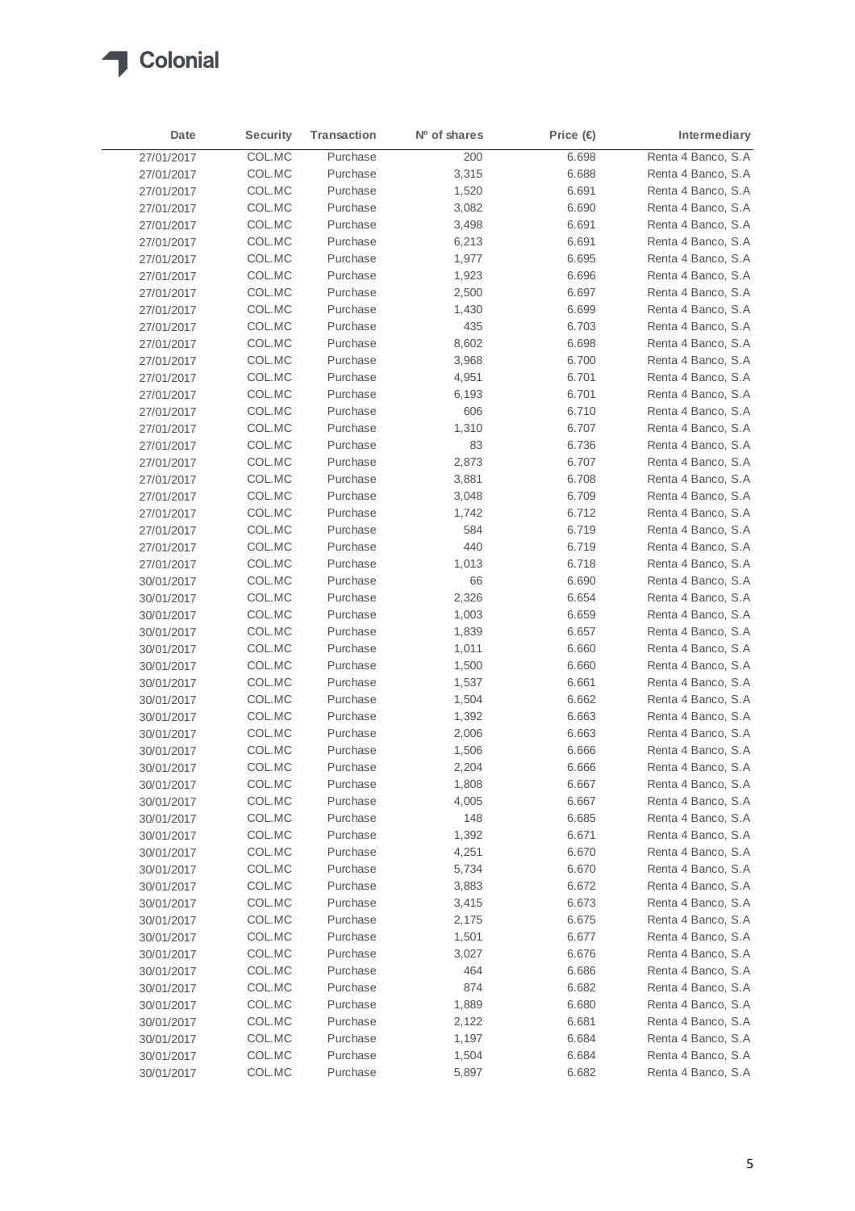| Date | Security | Transaction | Nº of shares | Price (€) | Intermediary |
|---|---|---|---|---|---|
| 27/01/2017 | COL.MC | Purchase | 200 | 6.698 | Renta 4 Banco, S.A |
| 27/01/2017 | COL.MC | Purchase | 3,315 | 6.688 | Renta 4 Banco, S.A |
| 27/01/2017 | COL.MC | Purchase | 1,520 | 6.691 | Renta 4 Banco, S.A |
| 27/01/2017 | COL.MC | Purchase | 3,082 | 6.690 | Renta 4 Banco, S.A |
| 27/01/2017 | COL.MC | Purchase | 3,498 | 6.691 | Renta 4 Banco, S.A |
| 27/01/2017 | COL.MC | Purchase | 6,213 | 6.691 | Renta 4 Banco, S.A |
| 27/01/2017 | COL.MC | Purchase | 1,977 | 6.695 | Renta 4 Banco, S.A |
| 27/01/2017 | COL.MC | Purchase | 1,923 | 6.696 | Renta 4 Banco, S.A |
| 27/01/2017 | COL.MC | Purchase | 2,500 | 6.697 | Renta 4 Banco, S.A |
| 27/01/2017 | COL.MC | Purchase | 1,430 | 6.699 | Renta 4 Banco, S.A |
| 27/01/2017 | COL.MC | Purchase | 435 | 6.703 | Renta 4 Banco, S.A |
| 27/01/2017 | COL.MC | Purchase | 8,602 | 6.698 | Renta 4 Banco, S.A |
| 27/01/2017 | COL.MC | Purchase | 3,968 | 6.700 | Renta 4 Banco, S.A |
| 27/01/2017 | COL.MC | Purchase | 4,951 | 6.701 | Renta 4 Banco, S.A |
| 27/01/2017 | COL.MC | Purchase | 6,193 | 6.701 | Renta 4 Banco, S.A |
| 27/01/2017 | COL.MC | Purchase | 606 | 6.710 | Renta 4 Banco, S.A |
| 27/01/2017 | COL.MC | Purchase | 1,310 | 6.707 | Renta 4 Banco, S.A |
| 27/01/2017 | COL.MC | Purchase | 83 | 6.736 | Renta 4 Banco, S.A |
| 27/01/2017 | COL.MC | Purchase | 2,873 | 6.707 | Renta 4 Banco, S.A |
| 27/01/2017 | COL.MC | Purchase | 3,881 | 6.708 | Renta 4 Banco, S.A |
| 27/01/2017 | COL.MC | Purchase | 3,048 | 6.709 | Renta 4 Banco, S.A |
| 27/01/2017 | COL.MC | Purchase | 1,742 | 6.712 | Renta 4 Banco, S.A |
| 27/01/2017 | COL.MC | Purchase | 584 | 6.719 | Renta 4 Banco, S.A |
| 27/01/2017 | COL.MC | Purchase | 440 | 6.719 | Renta 4 Banco, S.A |
| 27/01/2017 | COL.MC | Purchase | 1,013 | 6.718 | Renta 4 Banco, S.A |
| 30/01/2017 | COL.MC | Purchase | 66 | 6.690 | Renta 4 Banco, S.A |
| 30/01/2017 | COL.MC | Purchase | 2,326 | 6.654 | Renta 4 Banco, S.A |
| 30/01/2017 | COL.MC | Purchase | 1,003 | 6.659 | Renta 4 Banco, S.A |
| 30/01/2017 | COL.MC | Purchase | 1,839 | 6.657 | Renta 4 Banco, S.A |
| 30/01/2017 | COL.MC | Purchase | 1,011 | 6.660 | Renta 4 Banco, S.A |
| 30/01/2017 | COL.MC | Purchase | 1,500 | 6.660 | Renta 4 Banco, S.A |
| 30/01/2017 | COL.MC | Purchase | 1,537 | 6.661 | Renta 4 Banco, S.A |
| 30/01/2017 | COL.MC | Purchase | 1,504 | 6.662 | Renta 4 Banco, S.A |
| 30/01/2017 | COL.MC | Purchase | 1,392 | 6.663 | Renta 4 Banco, S.A |
| 30/01/2017 | COL.MC | Purchase | 2,006 | 6.663 | Renta 4 Banco, S.A |
| 30/01/2017 | COL.MC | Purchase | 1,506 | 6.666 | Renta 4 Banco, S.A |
| 30/01/2017 | COL.MC | Purchase | 2,204 | 6.666 | Renta 4 Banco, S.A |
| 30/01/2017 | COL.MC | Purchase | 1,808 | 6.667 | Renta 4 Banco, S.A |
| 30/01/2017 | COL.MC | Purchase | 4,005 | 6.667 | Renta 4 Banco, S.A |
| 30/01/2017 | COL.MC | Purchase | 148 | 6.685 | Renta 4 Banco, S.A |
| 30/01/2017 | COL.MC | Purchase | 1,392 | 6.671 | Renta 4 Banco, S.A |
| 30/01/2017 | COL.MC | Purchase | 4,251 | 6.670 | Renta 4 Banco, S.A |
| 30/01/2017 | COL.MC | Purchase | 5,734 | 6.670 | Renta 4 Banco, S.A |
| 30/01/2017 | COL.MC | Purchase | 3,883 | 6.672 | Renta 4 Banco, S.A |
| 30/01/2017 | COL.MC | Purchase | 3,415 | 6.673 | Renta 4 Banco, S.A |
| 30/01/2017 | COL.MC | Purchase | 2,175 | 6.675 | Renta 4 Banco, S.A |
| 30/01/2017 | COL.MC | Purchase | 1,501 | 6.677 | Renta 4 Banco, S.A |
| 30/01/2017 | COL.MC | Purchase | 3,027 | 6.676 | Renta 4 Banco, S.A |
| 30/01/2017 | COL.MC | Purchase | 464 | 6.686 | Renta 4 Banco, S.A |
| 30/01/2017 | COL.MC | Purchase | 874 | 6.682 | Renta 4 Banco, S.A |
| 30/01/2017 | COL.MC | Purchase | 1,889 | 6.680 | Renta 4 Banco, S.A |
| 30/01/2017 | COL.MC | Purchase | 2,122 | 6.681 | Renta 4 Banco, S.A |
| 30/01/2017 | COL.MC | Purchase | 1,197 | 6.684 | Renta 4 Banco, S.A |
| 30/01/2017 | COL.MC | Purchase | 1,504 | 6.684 | Renta 4 Banco, S.A |
| 30/01/2017 | COL.MC | Purchase | 5,897 | 6.682 | Renta 4 Banco, S.A |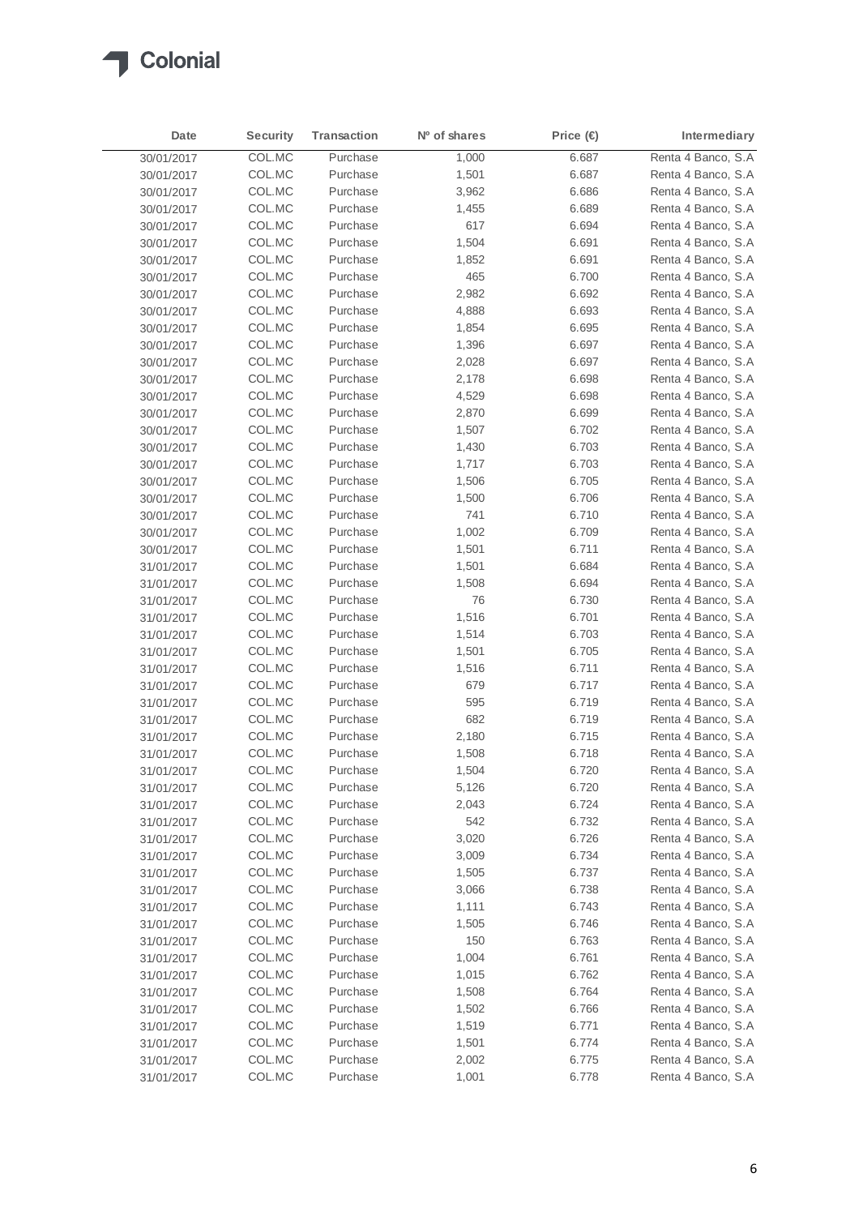| Date | Security | Transaction | Nº of shares | Price (€) | Intermediary |
|---|---|---|---|---|---|
| 30/01/2017 | COL.MC | Purchase | 1,000 | 6.687 | Renta 4 Banco, S.A |
| 30/01/2017 | COL.MC | Purchase | 1,501 | 6.687 | Renta 4 Banco, S.A |
| 30/01/2017 | COL.MC | Purchase | 3,962 | 6.686 | Renta 4 Banco, S.A |
| 30/01/2017 | COL.MC | Purchase | 1,455 | 6.689 | Renta 4 Banco, S.A |
| 30/01/2017 | COL.MC | Purchase | 617 | 6.694 | Renta 4 Banco, S.A |
| 30/01/2017 | COL.MC | Purchase | 1,504 | 6.691 | Renta 4 Banco, S.A |
| 30/01/2017 | COL.MC | Purchase | 1,852 | 6.691 | Renta 4 Banco, S.A |
| 30/01/2017 | COL.MC | Purchase | 465 | 6.700 | Renta 4 Banco, S.A |
| 30/01/2017 | COL.MC | Purchase | 2,982 | 6.692 | Renta 4 Banco, S.A |
| 30/01/2017 | COL.MC | Purchase | 4,888 | 6.693 | Renta 4 Banco, S.A |
| 30/01/2017 | COL.MC | Purchase | 1,854 | 6.695 | Renta 4 Banco, S.A |
| 30/01/2017 | COL.MC | Purchase | 1,396 | 6.697 | Renta 4 Banco, S.A |
| 30/01/2017 | COL.MC | Purchase | 2,028 | 6.697 | Renta 4 Banco, S.A |
| 30/01/2017 | COL.MC | Purchase | 2,178 | 6.698 | Renta 4 Banco, S.A |
| 30/01/2017 | COL.MC | Purchase | 4,529 | 6.698 | Renta 4 Banco, S.A |
| 30/01/2017 | COL.MC | Purchase | 2,870 | 6.699 | Renta 4 Banco, S.A |
| 30/01/2017 | COL.MC | Purchase | 1,507 | 6.702 | Renta 4 Banco, S.A |
| 30/01/2017 | COL.MC | Purchase | 1,430 | 6.703 | Renta 4 Banco, S.A |
| 30/01/2017 | COL.MC | Purchase | 1,717 | 6.703 | Renta 4 Banco, S.A |
| 30/01/2017 | COL.MC | Purchase | 1,506 | 6.705 | Renta 4 Banco, S.A |
| 30/01/2017 | COL.MC | Purchase | 1,500 | 6.706 | Renta 4 Banco, S.A |
| 30/01/2017 | COL.MC | Purchase | 741 | 6.710 | Renta 4 Banco, S.A |
| 30/01/2017 | COL.MC | Purchase | 1,002 | 6.709 | Renta 4 Banco, S.A |
| 30/01/2017 | COL.MC | Purchase | 1,501 | 6.711 | Renta 4 Banco, S.A |
| 31/01/2017 | COL.MC | Purchase | 1,501 | 6.684 | Renta 4 Banco, S.A |
| 31/01/2017 | COL.MC | Purchase | 1,508 | 6.694 | Renta 4 Banco, S.A |
| 31/01/2017 | COL.MC | Purchase | 76 | 6.730 | Renta 4 Banco, S.A |
| 31/01/2017 | COL.MC | Purchase | 1,516 | 6.701 | Renta 4 Banco, S.A |
| 31/01/2017 | COL.MC | Purchase | 1,514 | 6.703 | Renta 4 Banco, S.A |
| 31/01/2017 | COL.MC | Purchase | 1,501 | 6.705 | Renta 4 Banco, S.A |
| 31/01/2017 | COL.MC | Purchase | 1,516 | 6.711 | Renta 4 Banco, S.A |
| 31/01/2017 | COL.MC | Purchase | 679 | 6.717 | Renta 4 Banco, S.A |
| 31/01/2017 | COL.MC | Purchase | 595 | 6.719 | Renta 4 Banco, S.A |
| 31/01/2017 | COL.MC | Purchase | 682 | 6.719 | Renta 4 Banco, S.A |
| 31/01/2017 | COL.MC | Purchase | 2,180 | 6.715 | Renta 4 Banco, S.A |
| 31/01/2017 | COL.MC | Purchase | 1,508 | 6.718 | Renta 4 Banco, S.A |
| 31/01/2017 | COL.MC | Purchase | 1,504 | 6.720 | Renta 4 Banco, S.A |
| 31/01/2017 | COL.MC | Purchase | 5,126 | 6.720 | Renta 4 Banco, S.A |
| 31/01/2017 | COL.MC | Purchase | 2,043 | 6.724 | Renta 4 Banco, S.A |
| 31/01/2017 | COL.MC | Purchase | 542 | 6.732 | Renta 4 Banco, S.A |
| 31/01/2017 | COL.MC | Purchase | 3,020 | 6.726 | Renta 4 Banco, S.A |
| 31/01/2017 | COL.MC | Purchase | 3,009 | 6.734 | Renta 4 Banco, S.A |
| 31/01/2017 | COL.MC | Purchase | 1,505 | 6.737 | Renta 4 Banco, S.A |
| 31/01/2017 | COL.MC | Purchase | 3,066 | 6.738 | Renta 4 Banco, S.A |
| 31/01/2017 | COL.MC | Purchase | 1,111 | 6.743 | Renta 4 Banco, S.A |
| 31/01/2017 | COL.MC | Purchase | 1,505 | 6.746 | Renta 4 Banco, S.A |
| 31/01/2017 | COL.MC | Purchase | 150 | 6.763 | Renta 4 Banco, S.A |
| 31/01/2017 | COL.MC | Purchase | 1,004 | 6.761 | Renta 4 Banco, S.A |
| 31/01/2017 | COL.MC | Purchase | 1,015 | 6.762 | Renta 4 Banco, S.A |
| 31/01/2017 | COL.MC | Purchase | 1,508 | 6.764 | Renta 4 Banco, S.A |
| 31/01/2017 | COL.MC | Purchase | 1,502 | 6.766 | Renta 4 Banco, S.A |
| 31/01/2017 | COL.MC | Purchase | 1,519 | 6.771 | Renta 4 Banco, S.A |
| 31/01/2017 | COL.MC | Purchase | 1,501 | 6.774 | Renta 4 Banco, S.A |
| 31/01/2017 | COL.MC | Purchase | 2,002 | 6.775 | Renta 4 Banco, S.A |
| 31/01/2017 | COL.MC | Purchase | 1,001 | 6.778 | Renta 4 Banco, S.A |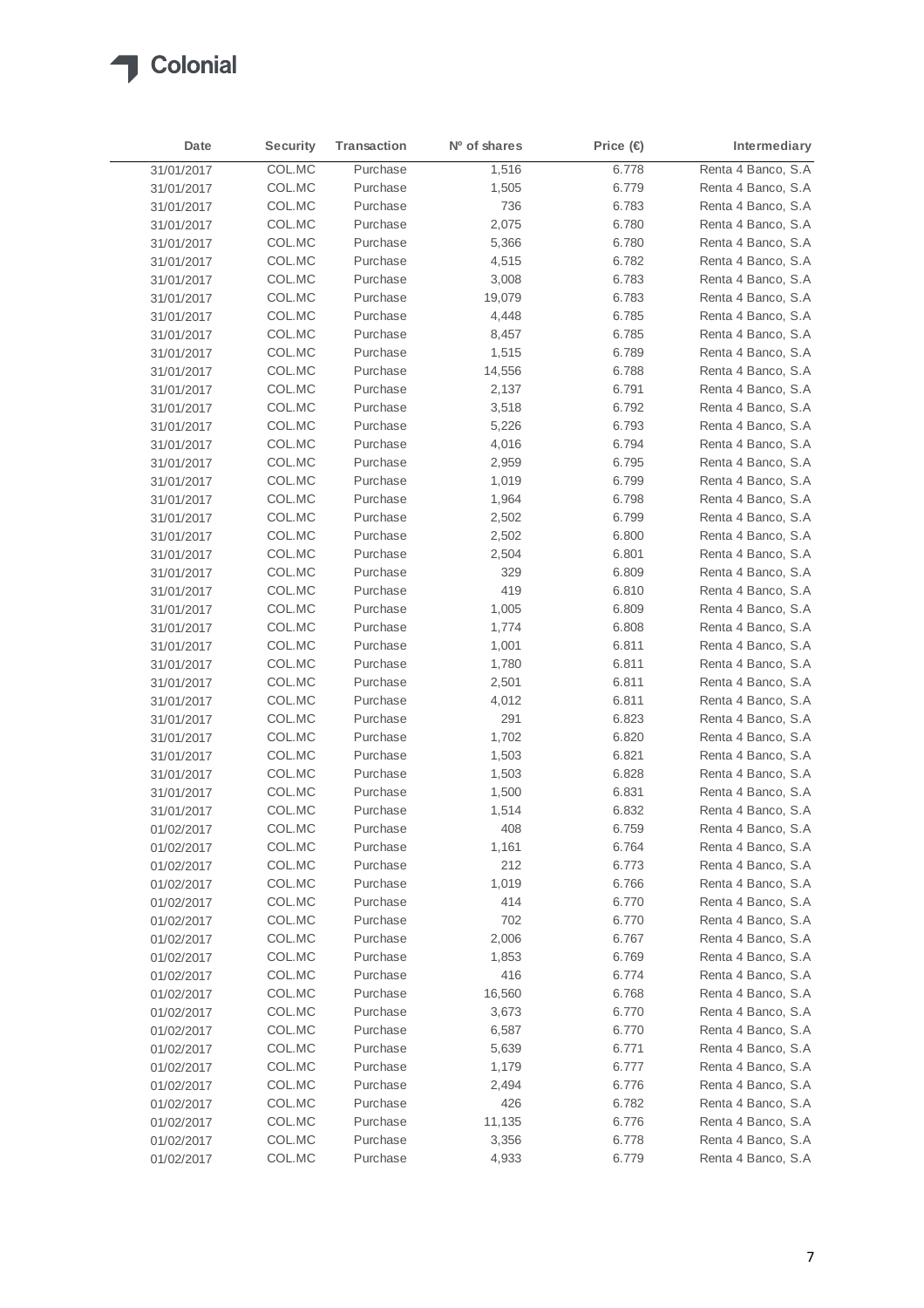| Date | Security | Transaction | Nº of shares | Price (€) | Intermediary |
|---|---|---|---|---|---|
| 31/01/2017 | COL.MC | Purchase | 1,516 | 6.778 | Renta 4 Banco, S.A |
| 31/01/2017 | COL.MC | Purchase | 1,505 | 6.779 | Renta 4 Banco, S.A |
| 31/01/2017 | COL.MC | Purchase | 736 | 6.783 | Renta 4 Banco, S.A |
| 31/01/2017 | COL.MC | Purchase | 2,075 | 6.780 | Renta 4 Banco, S.A |
| 31/01/2017 | COL.MC | Purchase | 5,366 | 6.780 | Renta 4 Banco, S.A |
| 31/01/2017 | COL.MC | Purchase | 4,515 | 6.782 | Renta 4 Banco, S.A |
| 31/01/2017 | COL.MC | Purchase | 3,008 | 6.783 | Renta 4 Banco, S.A |
| 31/01/2017 | COL.MC | Purchase | 19,079 | 6.783 | Renta 4 Banco, S.A |
| 31/01/2017 | COL.MC | Purchase | 4,448 | 6.785 | Renta 4 Banco, S.A |
| 31/01/2017 | COL.MC | Purchase | 8,457 | 6.785 | Renta 4 Banco, S.A |
| 31/01/2017 | COL.MC | Purchase | 1,515 | 6.789 | Renta 4 Banco, S.A |
| 31/01/2017 | COL.MC | Purchase | 14,556 | 6.788 | Renta 4 Banco, S.A |
| 31/01/2017 | COL.MC | Purchase | 2,137 | 6.791 | Renta 4 Banco, S.A |
| 31/01/2017 | COL.MC | Purchase | 3,518 | 6.792 | Renta 4 Banco, S.A |
| 31/01/2017 | COL.MC | Purchase | 5,226 | 6.793 | Renta 4 Banco, S.A |
| 31/01/2017 | COL.MC | Purchase | 4,016 | 6.794 | Renta 4 Banco, S.A |
| 31/01/2017 | COL.MC | Purchase | 2,959 | 6.795 | Renta 4 Banco, S.A |
| 31/01/2017 | COL.MC | Purchase | 1,019 | 6.799 | Renta 4 Banco, S.A |
| 31/01/2017 | COL.MC | Purchase | 1,964 | 6.798 | Renta 4 Banco, S.A |
| 31/01/2017 | COL.MC | Purchase | 2,502 | 6.799 | Renta 4 Banco, S.A |
| 31/01/2017 | COL.MC | Purchase | 2,502 | 6.800 | Renta 4 Banco, S.A |
| 31/01/2017 | COL.MC | Purchase | 2,504 | 6.801 | Renta 4 Banco, S.A |
| 31/01/2017 | COL.MC | Purchase | 329 | 6.809 | Renta 4 Banco, S.A |
| 31/01/2017 | COL.MC | Purchase | 419 | 6.810 | Renta 4 Banco, S.A |
| 31/01/2017 | COL.MC | Purchase | 1,005 | 6.809 | Renta 4 Banco, S.A |
| 31/01/2017 | COL.MC | Purchase | 1,774 | 6.808 | Renta 4 Banco, S.A |
| 31/01/2017 | COL.MC | Purchase | 1,001 | 6.811 | Renta 4 Banco, S.A |
| 31/01/2017 | COL.MC | Purchase | 1,780 | 6.811 | Renta 4 Banco, S.A |
| 31/01/2017 | COL.MC | Purchase | 2,501 | 6.811 | Renta 4 Banco, S.A |
| 31/01/2017 | COL.MC | Purchase | 4,012 | 6.811 | Renta 4 Banco, S.A |
| 31/01/2017 | COL.MC | Purchase | 291 | 6.823 | Renta 4 Banco, S.A |
| 31/01/2017 | COL.MC | Purchase | 1,702 | 6.820 | Renta 4 Banco, S.A |
| 31/01/2017 | COL.MC | Purchase | 1,503 | 6.821 | Renta 4 Banco, S.A |
| 31/01/2017 | COL.MC | Purchase | 1,503 | 6.828 | Renta 4 Banco, S.A |
| 31/01/2017 | COL.MC | Purchase | 1,500 | 6.831 | Renta 4 Banco, S.A |
| 31/01/2017 | COL.MC | Purchase | 1,514 | 6.832 | Renta 4 Banco, S.A |
| 01/02/2017 | COL.MC | Purchase | 408 | 6.759 | Renta 4 Banco, S.A |
| 01/02/2017 | COL.MC | Purchase | 1,161 | 6.764 | Renta 4 Banco, S.A |
| 01/02/2017 | COL.MC | Purchase | 212 | 6.773 | Renta 4 Banco, S.A |
| 01/02/2017 | COL.MC | Purchase | 1,019 | 6.766 | Renta 4 Banco, S.A |
| 01/02/2017 | COL.MC | Purchase | 414 | 6.770 | Renta 4 Banco, S.A |
| 01/02/2017 | COL.MC | Purchase | 702 | 6.770 | Renta 4 Banco, S.A |
| 01/02/2017 | COL.MC | Purchase | 2,006 | 6.767 | Renta 4 Banco, S.A |
| 01/02/2017 | COL.MC | Purchase | 1,853 | 6.769 | Renta 4 Banco, S.A |
| 01/02/2017 | COL.MC | Purchase | 416 | 6.774 | Renta 4 Banco, S.A |
| 01/02/2017 | COL.MC | Purchase | 16,560 | 6.768 | Renta 4 Banco, S.A |
| 01/02/2017 | COL.MC | Purchase | 3,673 | 6.770 | Renta 4 Banco, S.A |
| 01/02/2017 | COL.MC | Purchase | 6,587 | 6.770 | Renta 4 Banco, S.A |
| 01/02/2017 | COL.MC | Purchase | 5,639 | 6.771 | Renta 4 Banco, S.A |
| 01/02/2017 | COL.MC | Purchase | 1,179 | 6.777 | Renta 4 Banco, S.A |
| 01/02/2017 | COL.MC | Purchase | 2,494 | 6.776 | Renta 4 Banco, S.A |
| 01/02/2017 | COL.MC | Purchase | 426 | 6.782 | Renta 4 Banco, S.A |
| 01/02/2017 | COL.MC | Purchase | 11,135 | 6.776 | Renta 4 Banco, S.A |
| 01/02/2017 | COL.MC | Purchase | 3,356 | 6.778 | Renta 4 Banco, S.A |
| 01/02/2017 | COL.MC | Purchase | 4,933 | 6.779 | Renta 4 Banco, S.A |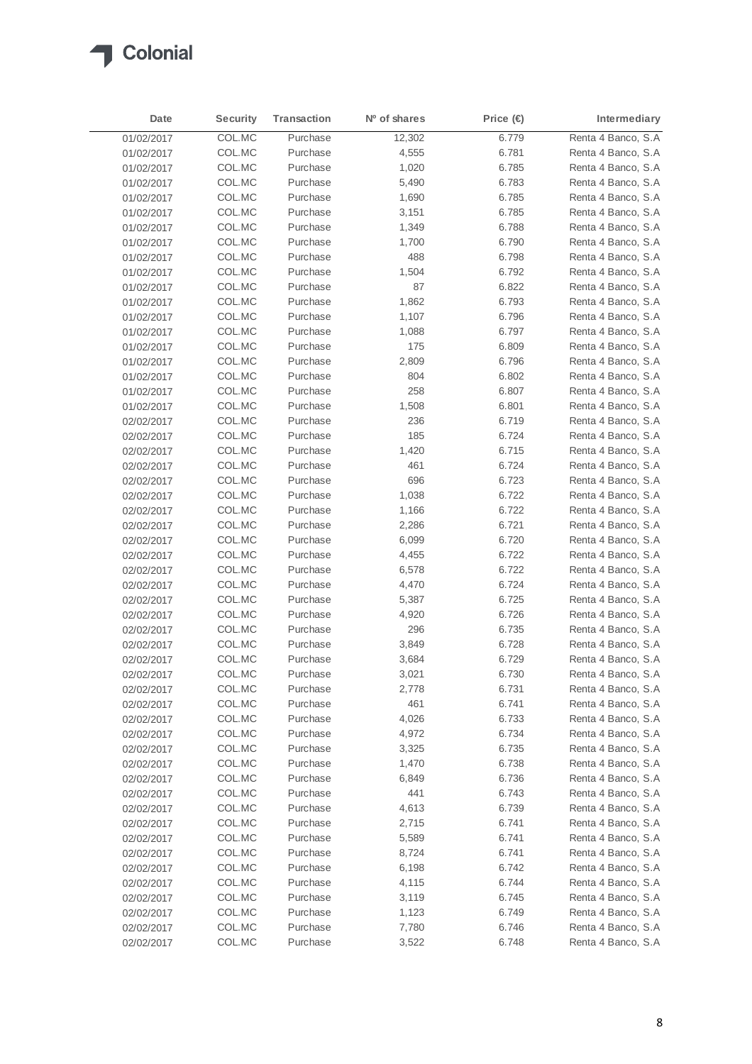| Date | Security | Transaction | Nº of shares | Price (€) | Intermediary |
|---|---|---|---|---|---|
| 01/02/2017 | COL.MC | Purchase | 12,302 | 6.779 | Renta 4 Banco, S.A |
| 01/02/2017 | COL.MC | Purchase | 4,555 | 6.781 | Renta 4 Banco, S.A |
| 01/02/2017 | COL.MC | Purchase | 1,020 | 6.785 | Renta 4 Banco, S.A |
| 01/02/2017 | COL.MC | Purchase | 5,490 | 6.783 | Renta 4 Banco, S.A |
| 01/02/2017 | COL.MC | Purchase | 1,690 | 6.785 | Renta 4 Banco, S.A |
| 01/02/2017 | COL.MC | Purchase | 3,151 | 6.785 | Renta 4 Banco, S.A |
| 01/02/2017 | COL.MC | Purchase | 1,349 | 6.788 | Renta 4 Banco, S.A |
| 01/02/2017 | COL.MC | Purchase | 1,700 | 6.790 | Renta 4 Banco, S.A |
| 01/02/2017 | COL.MC | Purchase | 488 | 6.798 | Renta 4 Banco, S.A |
| 01/02/2017 | COL.MC | Purchase | 1,504 | 6.792 | Renta 4 Banco, S.A |
| 01/02/2017 | COL.MC | Purchase | 87 | 6.822 | Renta 4 Banco, S.A |
| 01/02/2017 | COL.MC | Purchase | 1,862 | 6.793 | Renta 4 Banco, S.A |
| 01/02/2017 | COL.MC | Purchase | 1,107 | 6.796 | Renta 4 Banco, S.A |
| 01/02/2017 | COL.MC | Purchase | 1,088 | 6.797 | Renta 4 Banco, S.A |
| 01/02/2017 | COL.MC | Purchase | 175 | 6.809 | Renta 4 Banco, S.A |
| 01/02/2017 | COL.MC | Purchase | 2,809 | 6.796 | Renta 4 Banco, S.A |
| 01/02/2017 | COL.MC | Purchase | 804 | 6.802 | Renta 4 Banco, S.A |
| 01/02/2017 | COL.MC | Purchase | 258 | 6.807 | Renta 4 Banco, S.A |
| 01/02/2017 | COL.MC | Purchase | 1,508 | 6.801 | Renta 4 Banco, S.A |
| 02/02/2017 | COL.MC | Purchase | 236 | 6.719 | Renta 4 Banco, S.A |
| 02/02/2017 | COL.MC | Purchase | 185 | 6.724 | Renta 4 Banco, S.A |
| 02/02/2017 | COL.MC | Purchase | 1,420 | 6.715 | Renta 4 Banco, S.A |
| 02/02/2017 | COL.MC | Purchase | 461 | 6.724 | Renta 4 Banco, S.A |
| 02/02/2017 | COL.MC | Purchase | 696 | 6.723 | Renta 4 Banco, S.A |
| 02/02/2017 | COL.MC | Purchase | 1,038 | 6.722 | Renta 4 Banco, S.A |
| 02/02/2017 | COL.MC | Purchase | 1,166 | 6.722 | Renta 4 Banco, S.A |
| 02/02/2017 | COL.MC | Purchase | 2,286 | 6.721 | Renta 4 Banco, S.A |
| 02/02/2017 | COL.MC | Purchase | 6,099 | 6.720 | Renta 4 Banco, S.A |
| 02/02/2017 | COL.MC | Purchase | 4,455 | 6.722 | Renta 4 Banco, S.A |
| 02/02/2017 | COL.MC | Purchase | 6,578 | 6.722 | Renta 4 Banco, S.A |
| 02/02/2017 | COL.MC | Purchase | 4,470 | 6.724 | Renta 4 Banco, S.A |
| 02/02/2017 | COL.MC | Purchase | 5,387 | 6.725 | Renta 4 Banco, S.A |
| 02/02/2017 | COL.MC | Purchase | 4,920 | 6.726 | Renta 4 Banco, S.A |
| 02/02/2017 | COL.MC | Purchase | 296 | 6.735 | Renta 4 Banco, S.A |
| 02/02/2017 | COL.MC | Purchase | 3,849 | 6.728 | Renta 4 Banco, S.A |
| 02/02/2017 | COL.MC | Purchase | 3,684 | 6.729 | Renta 4 Banco, S.A |
| 02/02/2017 | COL.MC | Purchase | 3,021 | 6.730 | Renta 4 Banco, S.A |
| 02/02/2017 | COL.MC | Purchase | 2,778 | 6.731 | Renta 4 Banco, S.A |
| 02/02/2017 | COL.MC | Purchase | 461 | 6.741 | Renta 4 Banco, S.A |
| 02/02/2017 | COL.MC | Purchase | 4,026 | 6.733 | Renta 4 Banco, S.A |
| 02/02/2017 | COL.MC | Purchase | 4,972 | 6.734 | Renta 4 Banco, S.A |
| 02/02/2017 | COL.MC | Purchase | 3,325 | 6.735 | Renta 4 Banco, S.A |
| 02/02/2017 | COL.MC | Purchase | 1,470 | 6.738 | Renta 4 Banco, S.A |
| 02/02/2017 | COL.MC | Purchase | 6,849 | 6.736 | Renta 4 Banco, S.A |
| 02/02/2017 | COL.MC | Purchase | 441 | 6.743 | Renta 4 Banco, S.A |
| 02/02/2017 | COL.MC | Purchase | 4,613 | 6.739 | Renta 4 Banco, S.A |
| 02/02/2017 | COL.MC | Purchase | 2,715 | 6.741 | Renta 4 Banco, S.A |
| 02/02/2017 | COL.MC | Purchase | 5,589 | 6.741 | Renta 4 Banco, S.A |
| 02/02/2017 | COL.MC | Purchase | 8,724 | 6.741 | Renta 4 Banco, S.A |
| 02/02/2017 | COL.MC | Purchase | 6,198 | 6.742 | Renta 4 Banco, S.A |
| 02/02/2017 | COL.MC | Purchase | 4,115 | 6.744 | Renta 4 Banco, S.A |
| 02/02/2017 | COL.MC | Purchase | 3,119 | 6.745 | Renta 4 Banco, S.A |
| 02/02/2017 | COL.MC | Purchase | 1,123 | 6.749 | Renta 4 Banco, S.A |
| 02/02/2017 | COL.MC | Purchase | 7,780 | 6.746 | Renta 4 Banco, S.A |
| 02/02/2017 | COL.MC | Purchase | 3,522 | 6.748 | Renta 4 Banco, S.A |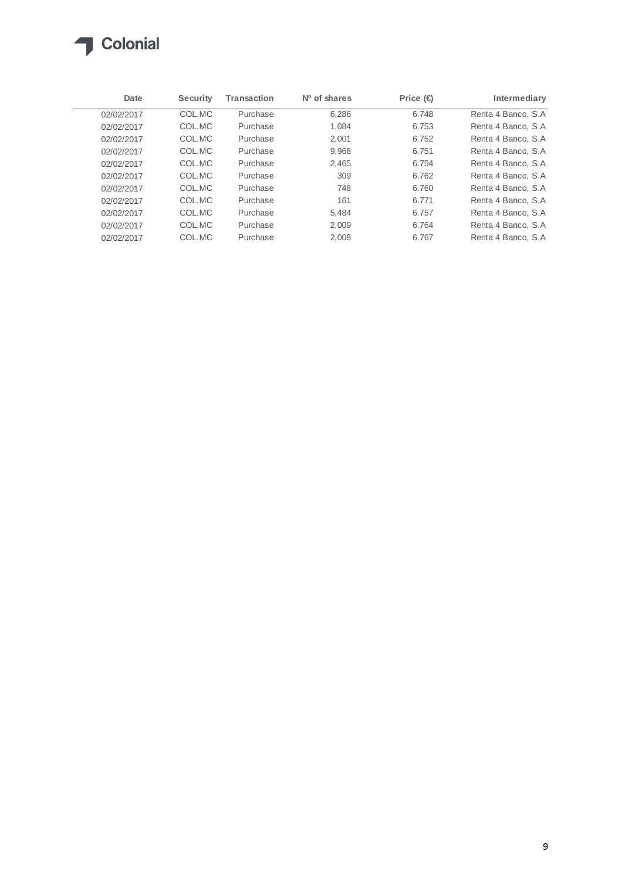| Date | Security | Transaction | Nº of shares | Price (€) | Intermediary |
|---|---|---|---|---|---|
| 02/02/2017 | COL.MC | Purchase | 6,286 | 6.748 | Renta 4 Banco, S.A |
| 02/02/2017 | COL.MC | Purchase | 1,084 | 6.753 | Renta 4 Banco, S.A |
| 02/02/2017 | COL.MC | Purchase | 2,001 | 6.752 | Renta 4 Banco, S.A |
| 02/02/2017 | COL.MC | Purchase | 9,968 | 6.751 | Renta 4 Banco, S.A |
| 02/02/2017 | COL.MC | Purchase | 2,465 | 6.754 | Renta 4 Banco, S.A |
| 02/02/2017 | COL.MC | Purchase | 309 | 6.762 | Renta 4 Banco, S.A |
| 02/02/2017 | COL.MC | Purchase | 748 | 6.760 | Renta 4 Banco, S.A |
| 02/02/2017 | COL.MC | Purchase | 161 | 6.771 | Renta 4 Banco, S.A |
| 02/02/2017 | COL.MC | Purchase | 5,484 | 6.757 | Renta 4 Banco, S.A |
| 02/02/2017 | COL.MC | Purchase | 2,009 | 6.764 | Renta 4 Banco, S.A |
| 02/02/2017 | COL.MC | Purchase | 2,008 | 6.767 | Renta 4 Banco, S.A |